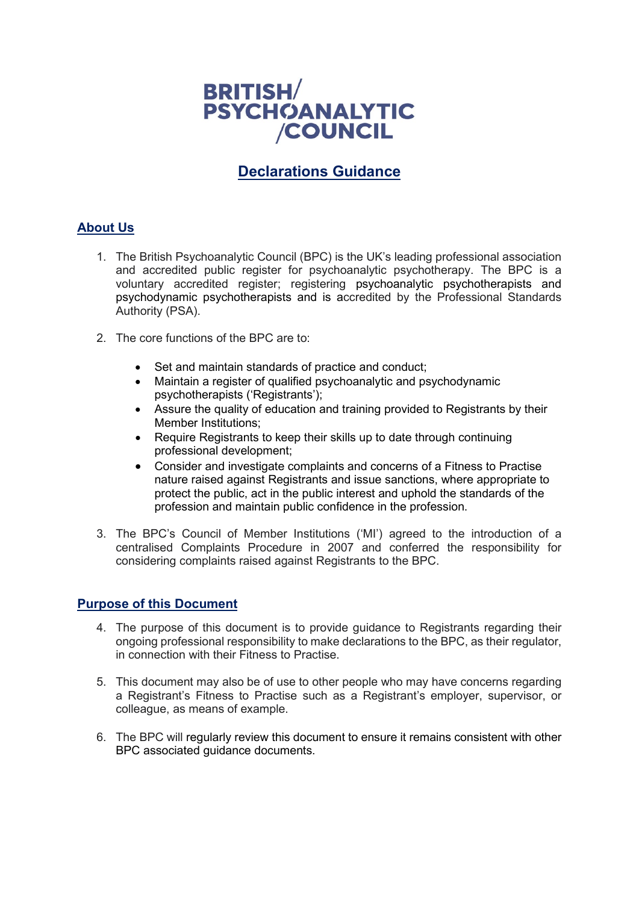BRITISH/
PSYCHOANALYTIC
/COUNCIL

# Declarations Guidance

## About Us

1. The British Psychoanalytic Council (BPC) is the UK's leading professional association and accredited public register for psychoanalytic psychotherapy. The BPC is a voluntary accredited register; registering psychoanalytic psychotherapists and psychodynamic psychotherapists and is accredited by the Professional Standards Authority (PSA).

2. The core functions of the BPC are to:

   - Set and maintain standards of practice and conduct;
   - Maintain a register of qualified psychoanalytic and psychodynamic psychotherapists ('Registrants');
   - Assure the quality of education and training provided to Registrants by their Member Institutions;
   - Require Registrants to keep their skills up to date through continuing professional development;
   - Consider and investigate complaints and concerns of a Fitness to Practise nature raised against Registrants and issue sanctions, where appropriate to protect the public, act in the public interest and uphold the standards of the profession and maintain public confidence in the profession.

3. The BPC's Council of Member Institutions ('MI') agreed to the introduction of a centralised Complaints Procedure in 2007 and conferred the responsibility for considering complaints raised against Registrants to the BPC.

## Purpose of this Document

4. The purpose of this document is to provide guidance to Registrants regarding their ongoing professional responsibility to make declarations to the BPC, as their regulator, in connection with their Fitness to Practise.

5. This document may also be of use to other people who may have concerns regarding a Registrant's Fitness to Practise such as a Registrant's employer, supervisor, or colleague, as means of example.

6. The BPC will regularly review this document to ensure it remains consistent with other BPC associated guidance documents.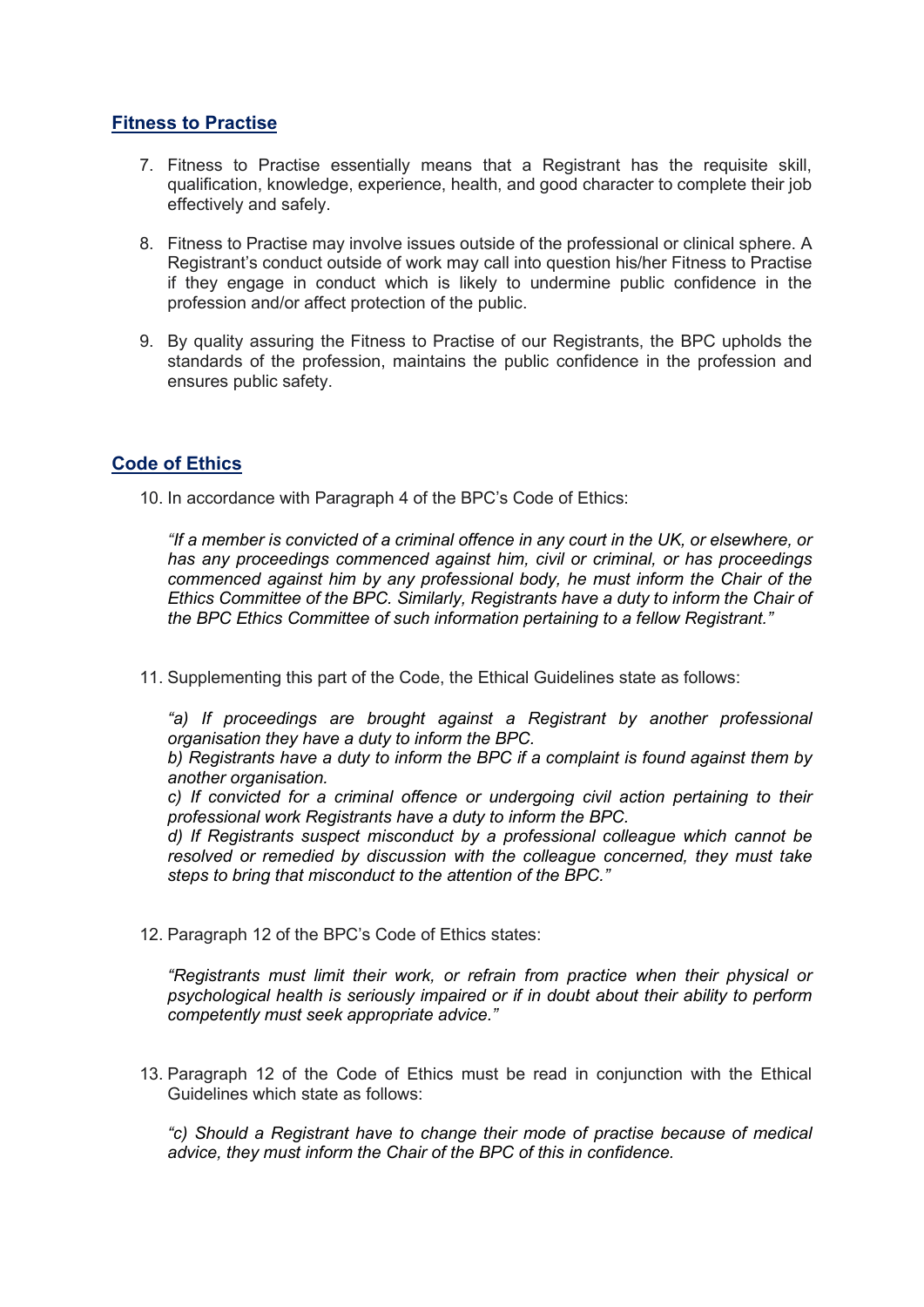## Fitness to Practise

7. Fitness to Practise essentially means that a Registrant has the requisite skill, qualification, knowledge, experience, health, and good character to complete their job effectively and safely.

8. Fitness to Practise may involve issues outside of the professional or clinical sphere. A Registrant's conduct outside of work may call into question his/her Fitness to Practise if they engage in conduct which is likely to undermine public confidence in the profession and/or affect protection of the public.

9. By quality assuring the Fitness to Practise of our Registrants, the BPC upholds the standards of the profession, maintains the public confidence in the profession and ensures public safety.

## Code of Ethics

10. In accordance with Paragraph 4 of the BPC's Code of Ethics:

    *"If a member is convicted of a criminal offence in any court in the UK, or elsewhere, or has any proceedings commenced against him, civil or criminal, or has proceedings commenced against him by any professional body, he must inform the Chair of the Ethics Committee of the BPC. Similarly, Registrants have a duty to inform the Chair of the BPC Ethics Committee of such information pertaining to a fellow Registrant."*

11. Supplementing this part of the Code, the Ethical Guidelines state as follows:

    *"a) If proceedings are brought against a Registrant by another professional organisation they have a duty to inform the BPC.*
    *b) Registrants have a duty to inform the BPC if a complaint is found against them by another organisation.*
    *c) If convicted for a criminal offence or undergoing civil action pertaining to their professional work Registrants have a duty to inform the BPC.*
    *d) If Registrants suspect misconduct by a professional colleague which cannot be resolved or remedied by discussion with the colleague concerned, they must take steps to bring that misconduct to the attention of the BPC."*

12. Paragraph 12 of the BPC's Code of Ethics states:

    *"Registrants must limit their work, or refrain from practice when their physical or psychological health is seriously impaired or if in doubt about their ability to perform competently must seek appropriate advice."*

13. Paragraph 12 of the Code of Ethics must be read in conjunction with the Ethical Guidelines which state as follows:

    *"c) Should a Registrant have to change their mode of practise because of medical advice, they must inform the Chair of the BPC of this in confidence.*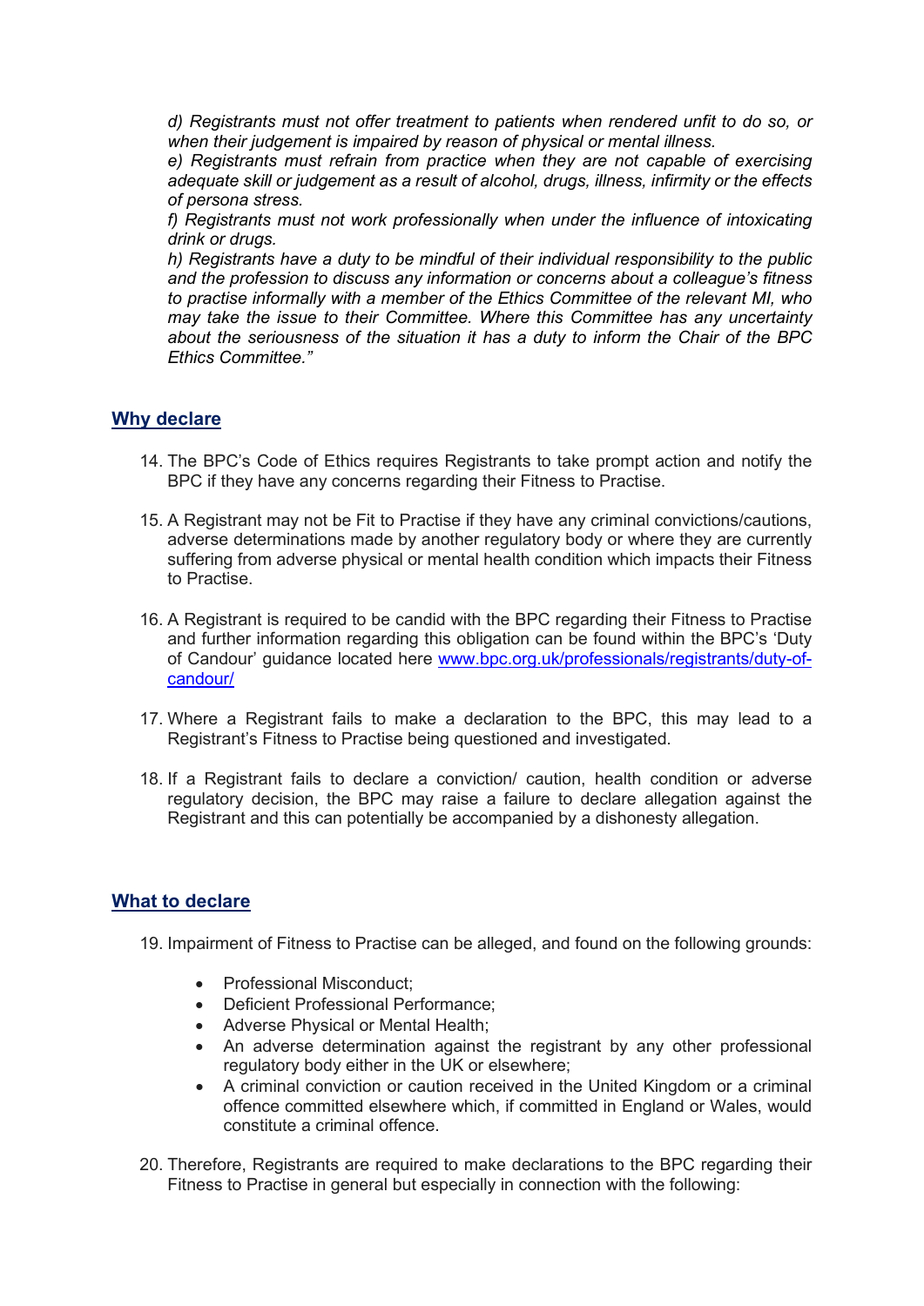*d) Registrants must not offer treatment to patients when rendered unfit to do so, or when their judgement is impaired by reason of physical or mental illness.*
*e) Registrants must refrain from practice when they are not capable of exercising adequate skill or judgement as a result of alcohol, drugs, illness, infirmity or the effects of persona stress.*
*f) Registrants must not work professionally when under the influence of intoxicating drink or drugs.*
*h) Registrants have a duty to be mindful of their individual responsibility to the public and the profession to discuss any information or concerns about a colleague's fitness to practise informally with a member of the Ethics Committee of the relevant MI, who may take the issue to their Committee. Where this Committee has any uncertainty about the seriousness of the situation it has a duty to inform the Chair of the BPC Ethics Committee."*

## Why declare

14. The BPC's Code of Ethics requires Registrants to take prompt action and notify the BPC if they have any concerns regarding their Fitness to Practise.

15. A Registrant may not be Fit to Practise if they have any criminal convictions/cautions, adverse determinations made by another regulatory body or where they are currently suffering from adverse physical or mental health condition which impacts their Fitness to Practise.

16. A Registrant is required to be candid with the BPC regarding their Fitness to Practise and further information regarding this obligation can be found within the BPC's 'Duty of Candour' guidance located here [www.bpc.org.uk/professionals/registrants/duty-of-candour/](www.bpc.org.uk/professionals/registrants/duty-of-candour/)

17. Where a Registrant fails to make a declaration to the BPC, this may lead to a Registrant's Fitness to Practise being questioned and investigated.

18. If a Registrant fails to declare a conviction/ caution, health condition or adverse regulatory decision, the BPC may raise a failure to declare allegation against the Registrant and this can potentially be accompanied by a dishonesty allegation.

## What to declare

19. Impairment of Fitness to Practise can be alleged, and found on the following grounds:

    - Professional Misconduct;
    - Deficient Professional Performance;
    - Adverse Physical or Mental Health;
    - An adverse determination against the registrant by any other professional regulatory body either in the UK or elsewhere;
    - A criminal conviction or caution received in the United Kingdom or a criminal offence committed elsewhere which, if committed in England or Wales, would constitute a criminal offence.

20. Therefore, Registrants are required to make declarations to the BPC regarding their Fitness to Practise in general but especially in connection with the following: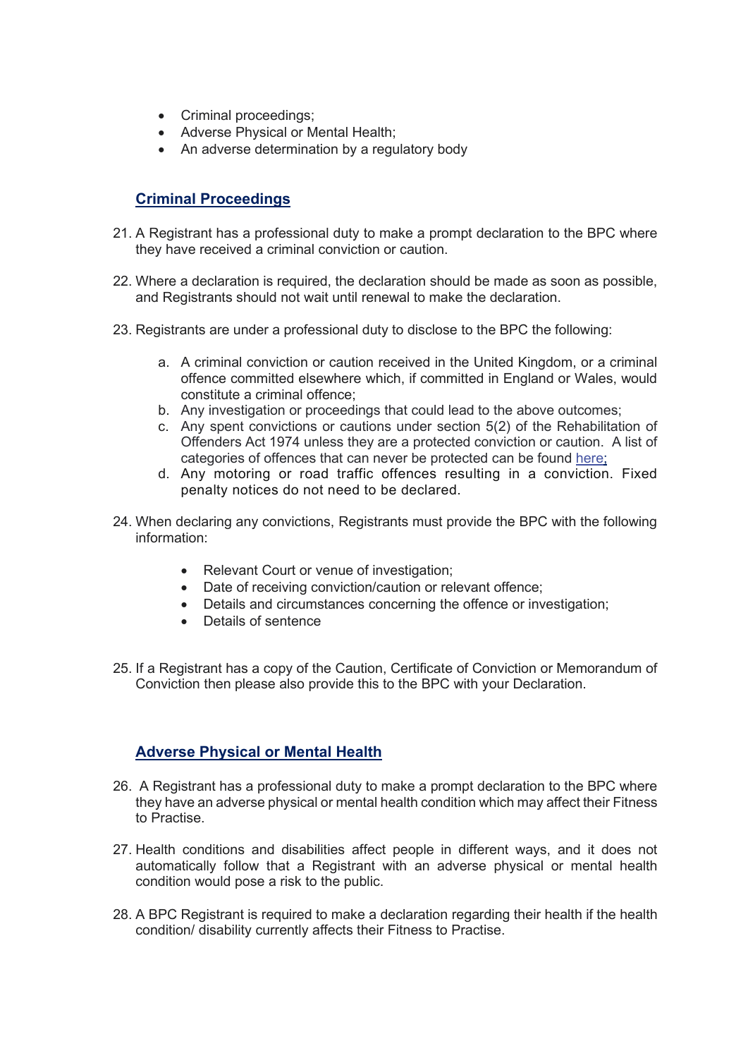- Criminal proceedings;
- Adverse Physical or Mental Health;
- An adverse determination by a regulatory body

## Criminal Proceedings

21. A Registrant has a professional duty to make a prompt declaration to the BPC where they have received a criminal conviction or caution.

22. Where a declaration is required, the declaration should be made as soon as possible, and Registrants should not wait until renewal to make the declaration.

23. Registrants are under a professional duty to disclose to the BPC the following:

    a. A criminal conviction or caution received in the United Kingdom, or a criminal offence committed elsewhere which, if committed in England or Wales, would constitute a criminal offence;
    b. Any investigation or proceedings that could lead to the above outcomes;
    c. Any spent convictions or cautions under section 5(2) of the Rehabilitation of Offenders Act 1974 unless they are a protected conviction or caution. A list of categories of offences that can never be protected can be found here;
    d. Any motoring or road traffic offences resulting in a conviction. Fixed penalty notices do not need to be declared.

24. When declaring any convictions, Registrants must provide the BPC with the following information:

    - Relevant Court or venue of investigation;
    - Date of receiving conviction/caution or relevant offence;
    - Details and circumstances concerning the offence or investigation;
    - Details of sentence

25. If a Registrant has a copy of the Caution, Certificate of Conviction or Memorandum of Conviction then please also provide this to the BPC with your Declaration.

## Adverse Physical or Mental Health

26. A Registrant has a professional duty to make a prompt declaration to the BPC where they have an adverse physical or mental health condition which may affect their Fitness to Practise.

27. Health conditions and disabilities affect people in different ways, and it does not automatically follow that a Registrant with an adverse physical or mental health condition would pose a risk to the public.

28. A BPC Registrant is required to make a declaration regarding their health if the health condition/ disability currently affects their Fitness to Practise.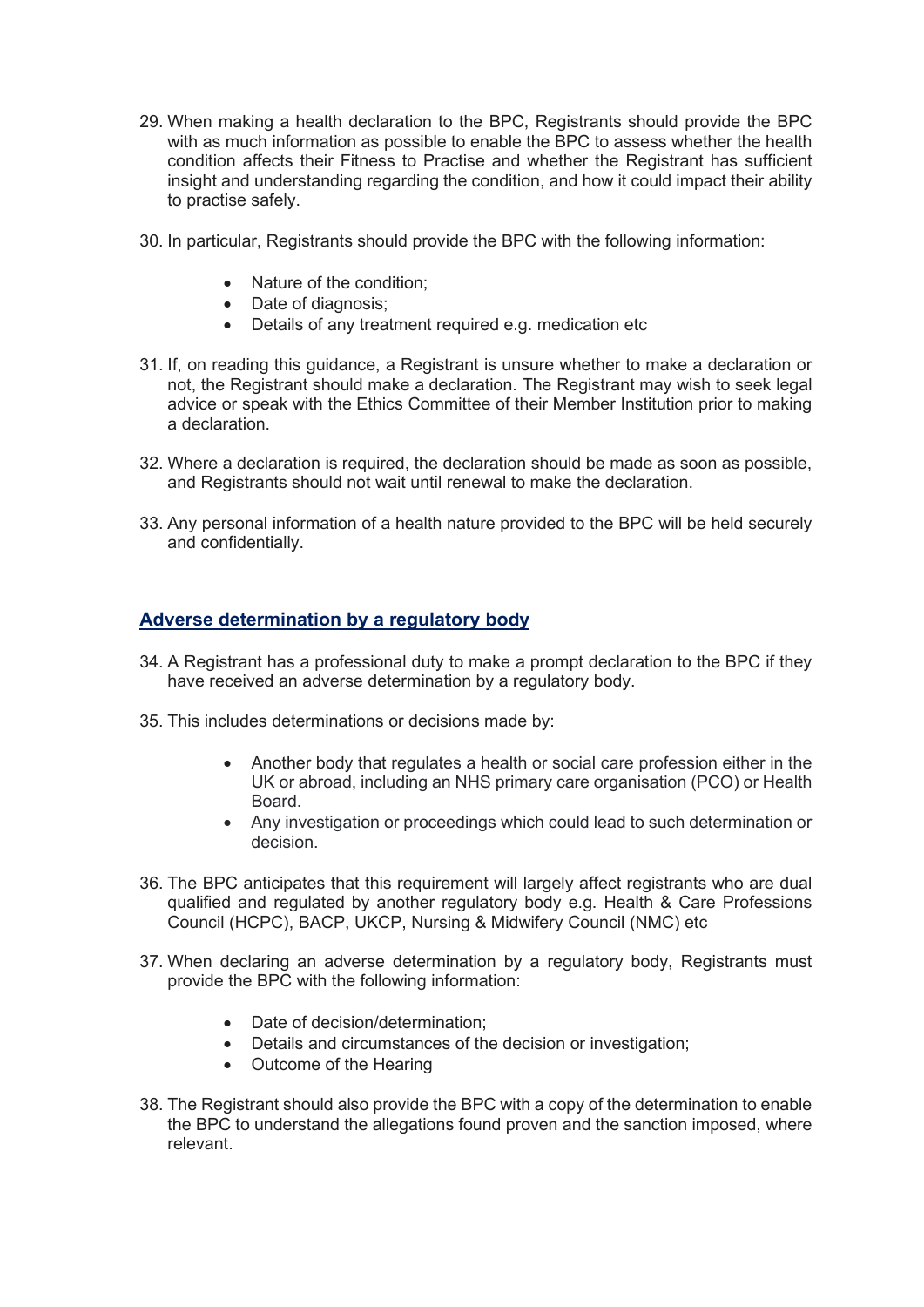29. When making a health declaration to the BPC, Registrants should provide the BPC with as much information as possible to enable the BPC to assess whether the health condition affects their Fitness to Practise and whether the Registrant has sufficient insight and understanding regarding the condition, and how it could impact their ability to practise safely.

30. In particular, Registrants should provide the BPC with the following information:

    - Nature of the condition;
    - Date of diagnosis;
    - Details of any treatment required e.g. medication etc

31. If, on reading this guidance, a Registrant is unsure whether to make a declaration or not, the Registrant should make a declaration. The Registrant may wish to seek legal advice or speak with the Ethics Committee of their Member Institution prior to making a declaration.

32. Where a declaration is required, the declaration should be made as soon as possible, and Registrants should not wait until renewal to make the declaration.

33. Any personal information of a health nature provided to the BPC will be held securely and confidentially.

## Adverse determination by a regulatory body

34. A Registrant has a professional duty to make a prompt declaration to the BPC if they have received an adverse determination by a regulatory body.

35. This includes determinations or decisions made by:

    - Another body that regulates a health or social care profession either in the UK or abroad, including an NHS primary care organisation (PCO) or Health Board.
    - Any investigation or proceedings which could lead to such determination or decision.

36. The BPC anticipates that this requirement will largely affect registrants who are dual qualified and regulated by another regulatory body e.g. Health & Care Professions Council (HCPC), BACP, UKCP, Nursing & Midwifery Council (NMC) etc

37. When declaring an adverse determination by a regulatory body, Registrants must provide the BPC with the following information:

    - Date of decision/determination;
    - Details and circumstances of the decision or investigation;
    - Outcome of the Hearing

38. The Registrant should also provide the BPC with a copy of the determination to enable the BPC to understand the allegations found proven and the sanction imposed, where relevant.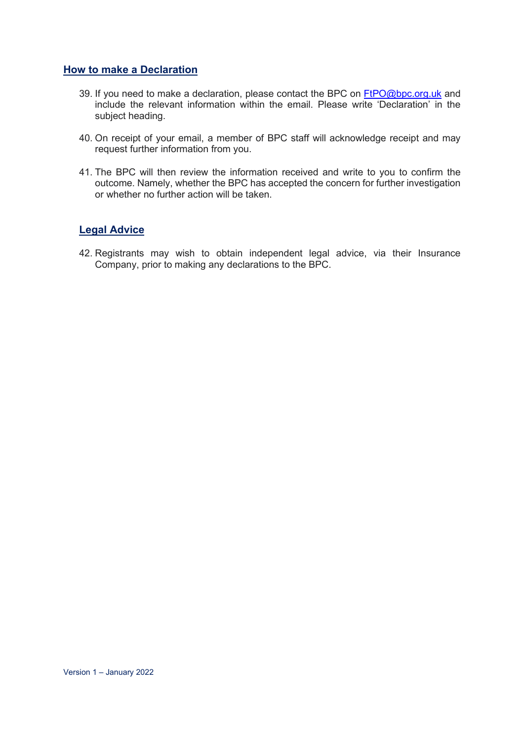## How to make a Declaration

39. If you need to make a declaration, please contact the BPC on FtPO@bpc.org.uk and include the relevant information within the email. Please write 'Declaration' in the subject heading.

40. On receipt of your email, a member of BPC staff will acknowledge receipt and may request further information from you.

41. The BPC will then review the information received and write to you to confirm the outcome. Namely, whether the BPC has accepted the concern for further investigation or whether no further action will be taken.

## Legal Advice

42. Registrants may wish to obtain independent legal advice, via their Insurance Company, prior to making any declarations to the BPC.

Version 1 – January 2022